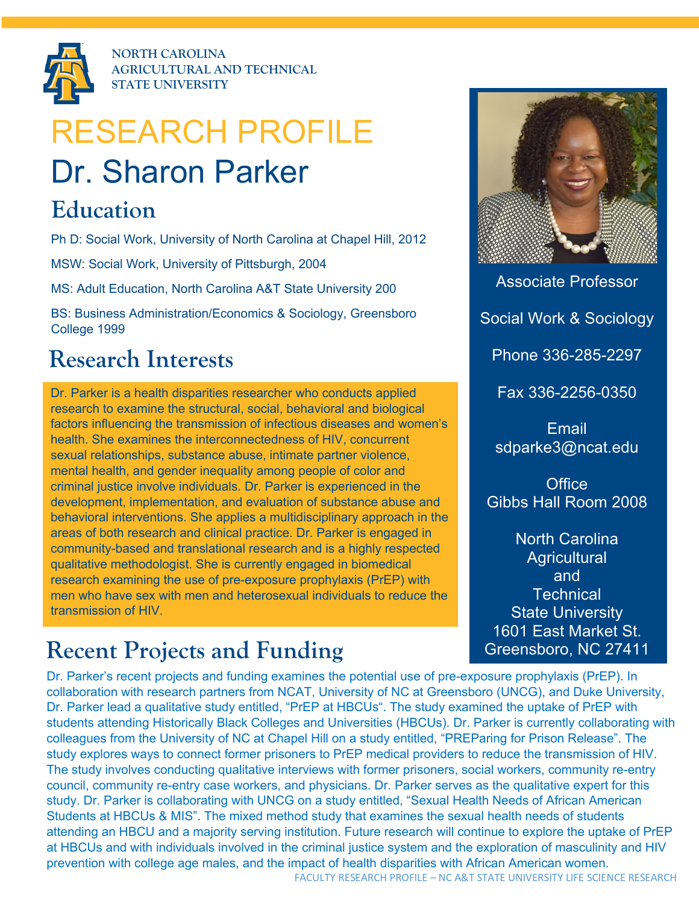NORTH CAROLINA
AGRICULTURAL AND TECHNICAL
STATE UNIVERSITY

# RESEARCH PROFILE

# Dr. Sharon Parker

## Education

Ph D: Social Work, University of North Carolina at Chapel Hill, 2012

MSW: Social Work, University of Pittsburgh, 2004

MS: Adult Education, North Carolina A&T State University 200

BS: Business Administration/Economics & Sociology, Greensboro College 1999

Associate Professor

Social Work & Sociology

Phone 336-285-2297

Fax 336-2256-0350

Email
sdparke3@ncat.edu

Office
Gibbs Hall Room 2008

North Carolina
Agricultural
and
Technical
State University
1601 East Market St.
Greensboro, NC 27411

## Research Interests

Dr. Parker is a health disparities researcher who conducts applied research to examine the structural, social, behavioral and biological factors influencing the transmission of infectious diseases and women's health. She examines the interconnectedness of HIV, concurrent sexual relationships, substance abuse, intimate partner violence, mental health, and gender inequality among people of color and criminal justice involve individuals. Dr. Parker is experienced in the development, implementation, and evaluation of substance abuse and behavioral interventions. She applies a multidisciplinary approach in the areas of both research and clinical practice. Dr. Parker is engaged in community-based and translational research and is a highly respected qualitative methodologist. She is currently engaged in biomedical research examining the use of pre-exposure prophylaxis (PrEP) with men who have sex with men and heterosexual individuals to reduce the transmission of HIV.

## Recent Projects and Funding

Dr. Parker's recent projects and funding examines the potential use of pre-exposure prophylaxis (PrEP). In collaboration with research partners from NCAT, University of NC at Greensboro (UNCG), and Duke University, Dr. Parker lead a qualitative study entitled, "PrEP at HBCUs". The study examined the uptake of PrEP with students attending Historically Black Colleges and Universities (HBCUs). Dr. Parker is currently collaborating with colleagues from the University of NC at Chapel Hill on a study entitled, "PREParing for Prison Release". The study explores ways to connect former prisoners to PrEP medical providers to reduce the transmission of HIV. The study involves conducting qualitative interviews with former prisoners, social workers, community re-entry council, community re-entry case workers, and physicians. Dr. Parker serves as the qualitative expert for this study. Dr. Parker is collaborating with UNCG on a study entitled, "Sexual Health Needs of African American Students at HBCUs & MIS". The mixed method study that examines the sexual health needs of students attending an HBCU and a majority serving institution. Future research will continue to explore the uptake of PrEP at HBCUs and with individuals involved in the criminal justice system and the exploration of masculinity and HIV prevention with college age males, and the impact of health disparities with African American women.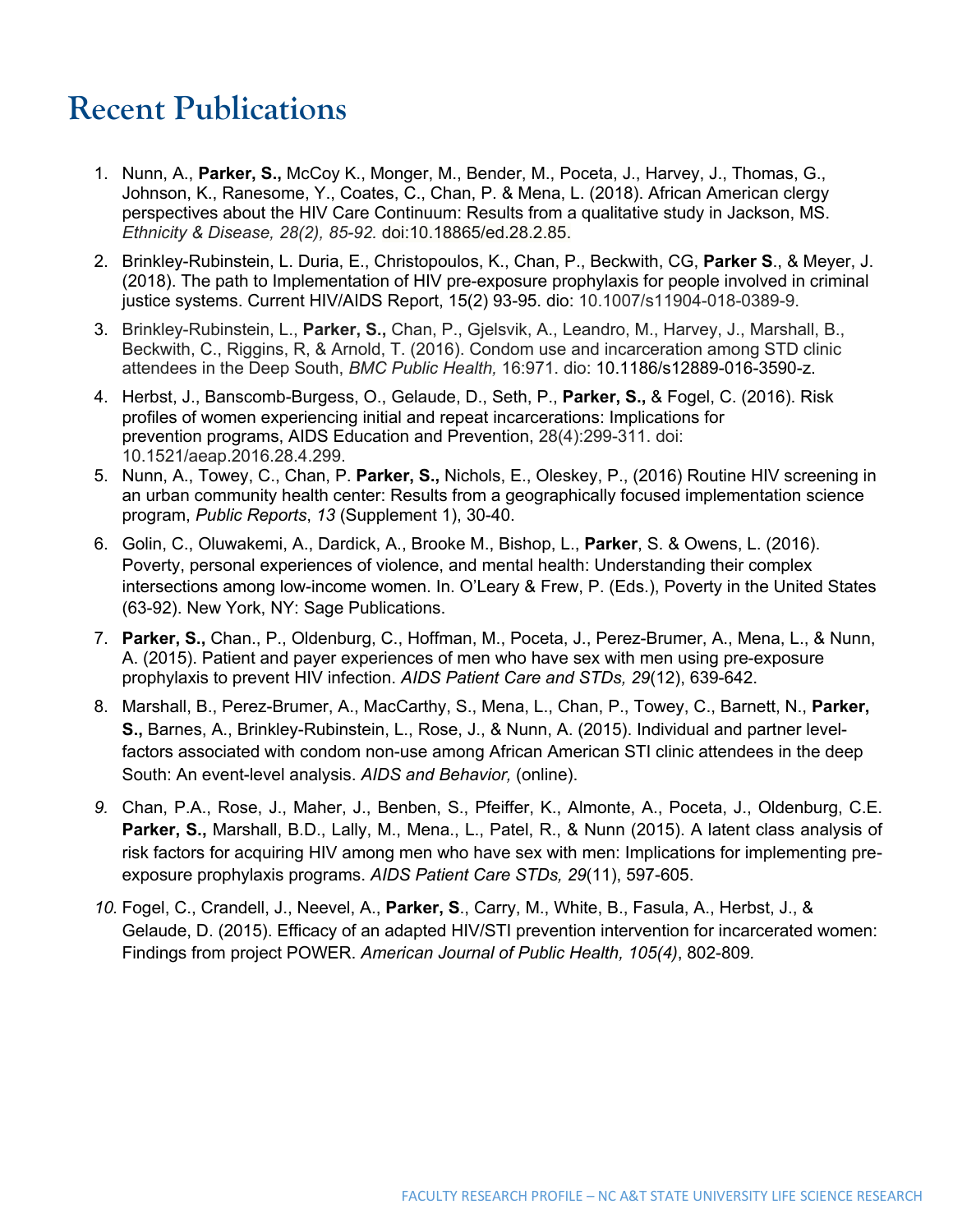# Recent Publications

1. Nunn, A., **Parker, S.,** McCoy K., Monger, M., Bender, M., Poceta, J., Harvey, J., Thomas, G., Johnson, K., Ranesome, Y., Coates, C., Chan, P. & Mena, L. (2018). African American clergy perspectives about the HIV Care Continuum: Results from a qualitative study in Jackson, MS. *Ethnicity & Disease, 28(2), 85-92.* doi:10.18865/ed.28.2.85.
2. Brinkley-Rubinstein, L. Duria, E., Christopoulos, K., Chan, P., Beckwith, CG, **Parker S**., & Meyer, J. (2018). The path to Implementation of HIV pre-exposure prophylaxis for people involved in criminal justice systems. Current HIV/AIDS Report, 15(2) 93-95. dio: 10.1007/s11904-018-0389-9.
3. Brinkley-Rubinstein, L., **Parker, S.,** Chan, P., Gjelsvik, A., Leandro, M., Harvey, J., Marshall, B., Beckwith, C., Riggins, R, & Arnold, T. (2016). Condom use and incarceration among STD clinic attendees in the Deep South, *BMC Public Health,* 16:971. dio: 10.1186/s12889-016-3590-z.
4. Herbst, J., Banscomb-Burgess, O., Gelaude, D., Seth, P., **Parker, S.,** & Fogel, C. (2016). Risk profiles of women experiencing initial and repeat incarcerations: Implications for prevention programs, AIDS Education and Prevention, 28(4):299-311. doi: 10.1521/aeap.2016.28.4.299.
5. Nunn, A., Towey, C., Chan, P. **Parker, S.,** Nichols, E., Oleskey, P., (2016) Routine HIV screening in an urban community health center: Results from a geographically focused implementation science program, *Public Reports*, *13* (Supplement 1), 30-40.
6. Golin, C., Oluwakemi, A., Dardick, A., Brooke M., Bishop, L., **Parker**, S. & Owens, L. (2016). Poverty, personal experiences of violence, and mental health: Understanding their complex intersections among low-income women. In. O'Leary & Frew, P. (Eds.), Poverty in the United States (63-92). New York, NY: Sage Publications.
7. **Parker, S.,** Chan., P., Oldenburg, C., Hoffman, M., Poceta, J., Perez-Brumer, A., Mena, L., & Nunn, A. (2015). Patient and payer experiences of men who have sex with men using pre-exposure prophylaxis to prevent HIV infection. *AIDS Patient Care and STDs, 29*(12), 639-642.
8. Marshall, B., Perez-Brumer, A., MacCarthy, S., Mena, L., Chan, P., Towey, C., Barnett, N., **Parker, S.,** Barnes, A., Brinkley-Rubinstein, L., Rose, J., & Nunn, A. (2015). Individual and partner level-factors associated with condom non-use among African American STI clinic attendees in the deep South: An event-level analysis. *AIDS and Behavior,* (online).
9. Chan, P.A., Rose, J., Maher, J., Benben, S., Pfeiffer, K., Almonte, A., Poceta, J., Oldenburg, C.E. **Parker, S.,** Marshall, B.D., Lally, M., Mena., L., Patel, R., & Nunn (2015). A latent class analysis of risk factors for acquiring HIV among men who have sex with men: Implications for implementing pre-exposure prophylaxis programs. *AIDS Patient Care STDs, 29*(11), 597-605.
10. Fogel, C., Crandell, J., Neevel, A., **Parker, S**., Carry, M., White, B., Fasula, A., Herbst, J., & Gelaude, D. (2015). Efficacy of an adapted HIV/STI prevention intervention for incarcerated women: Findings from project POWER. *American Journal of Public Health, 105(4)*, 802-809.